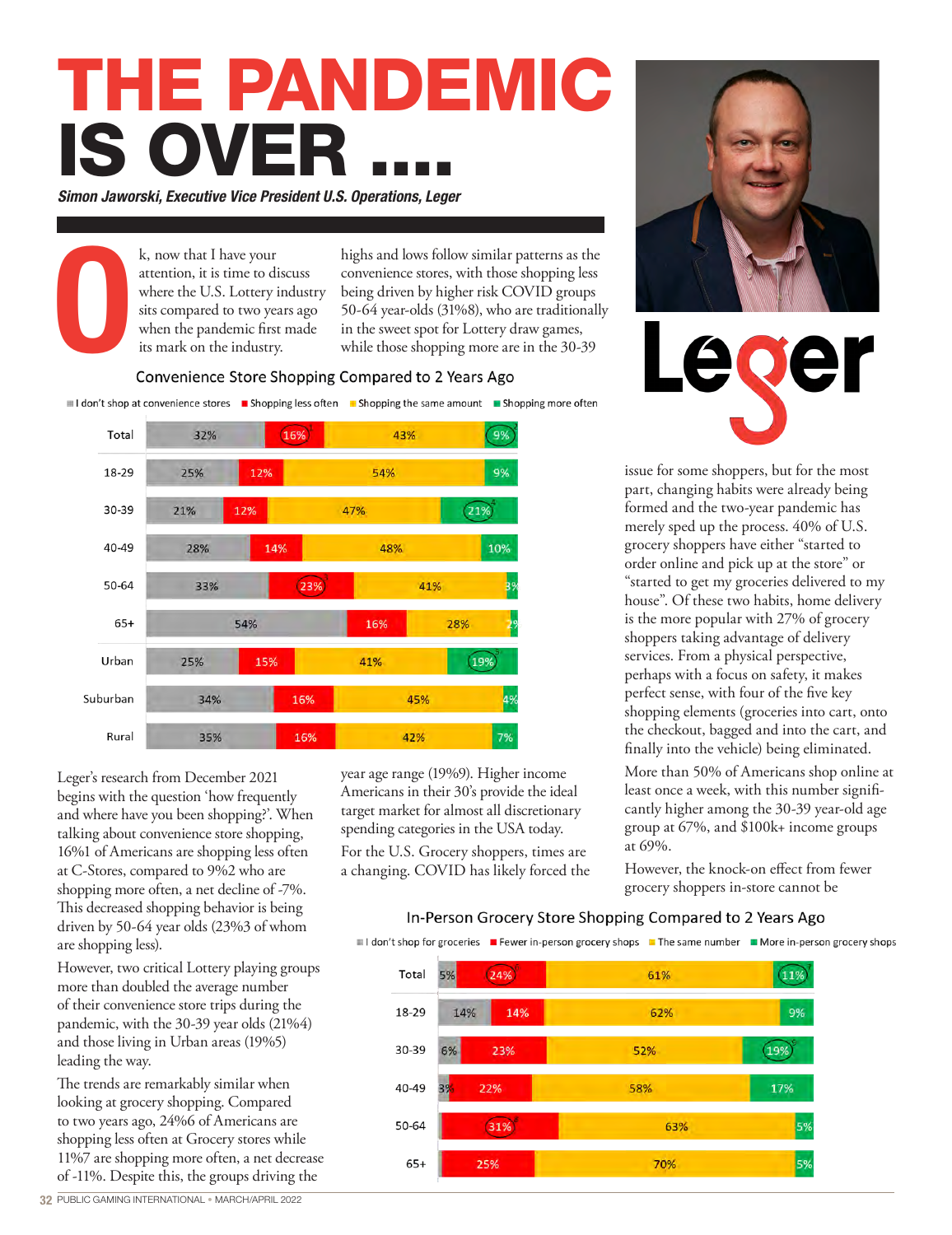# THE PANDEMIC IS OVER ....

***Simon Jaworski, Executive Vice President U.S. Operations, Leger***

Ok, now that I have your attention, it is time to discuss where the U.S. Lottery industry sits compared to two years ago when the pandemic first made its mark on the industry.

Leger's research from December 2021 begins with the question 'how frequently and where have you been shopping?'. When talking about convenience store shopping, 16%1 of Americans are shopping less often at C-Stores, compared to 9%2 who are shopping more often, a net decline of -7%. This decreased shopping behavior is being driven by 50-64 year olds (23%3 of whom are shopping less).

However, two critical Lottery playing groups more than doubled the average number of their convenience store trips during the pandemic, with the 30-39 year olds (21%4) and those living in Urban areas (19%5) leading the way.

The trends are remarkably similar when looking at grocery shopping. Compared to two years ago, 24%6 of Americans are shopping less often at Grocery stores while 11%7 are shopping more often, a net decrease of -11%. Despite this, the groups driving the highs and lows follow similar patterns as the convenience stores, with those shopping less being driven by higher risk COVID groups 50-64 year-olds (31%8), who are traditionally in the sweet spot for Lottery draw games, while those shopping more are in the 30-39 year age range (19%9). Higher income Americans in their 30's provide the ideal target market for almost all discretionary spending categories in the USA today.

For the U.S. Grocery shoppers, times are a changing. COVID has likely forced the issue for some shoppers, but for the most part, changing habits were already being formed and the two-year pandemic has merely sped up the process. 40% of U.S. grocery shoppers have either "started to order online and pick up at the store" or "started to get my groceries delivered to my house". Of these two habits, home delivery is the more popular with 27% of grocery shoppers taking advantage of delivery services. From a physical perspective, perhaps with a focus on safety, it makes perfect sense, with four of the five key shopping elements (groceries into cart, onto the checkout, bagged and into the cart, and finally into the vehicle) being eliminated.

More than 50% of Americans shop online at least once a week, with this number significantly higher among the 30-39 year-old age group at 67%, and $100k+ income groups at 69%.

However, the knock-on effect from fewer grocery shoppers in-store cannot be

### Convenience Store Shopping Compared to 2 Years Ago

| | I don't shop at convenience stores | Shopping less often | Shopping the same amount | Shopping more often |
|---|---|---|---|---|
| Total | 32% | 16% [1] | 43% | 9% [2] |
| 18-29 | 25% | 12% | 54% | 9% |
| 30-39 | 21% | 12% | 47% | 21% [4] |
| 40-49 | 28% | 14% | 48% | 10% |
| 50-64 | 33% | 23% [3] | 41% | 3% |
| 65+ | 54% | 16% | 28% | 2% |
| Urban | 25% | 15% | 41% | 19% [5] |
| Suburban | 34% | 16% | 45% | 4% |
| Rural | 35% | 16% | 42% | 7% |

### In-Person Grocery Store Shopping Compared to 2 Years Ago

| | I don't shop for groceries | Fewer in-person grocery shops | The same number | More in-person grocery shops |
|---|---|---|---|---|
| Total | 5% | 24% [6] | 61% | 11% [7] |
| 18-29 | 14% | 14% | 62% | 9% |
| 30-39 | 6% | 23% | 52% | 19% [9] |
| 40-49 | 3% | 22% | 58% | 17% |
| 50-64 | | 31% [8] | 63% | 5% |
| 65+ | | 25% | 70% | 5% |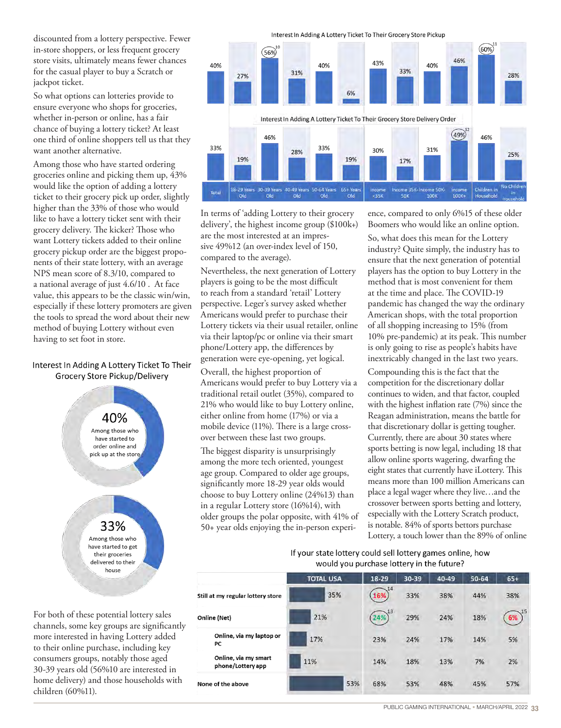discounted from a lottery perspective. Fewer in-store shoppers, or less frequent grocery store visits, ultimately means fewer chances for the casual player to buy a Scratch or jackpot ticket.

So what options can lotteries provide to ensure everyone who shops for groceries, whether in-person or online, has a fair chance of buying a lottery ticket? At least one third of online shoppers tell us that they want another alternative.

Among those who have started ordering groceries online and picking them up, 43% would like the option of adding a lottery ticket to their grocery pick up order, slightly higher than the 33% of those who would like to have a lottery ticket sent with their grocery delivery. The kicker? Those who want Lottery tickets added to their online grocery pickup order are the biggest proponents of their state lottery, with an average NPS mean score of 8.3/10, compared to a national average of just 4.6/10 . At face value, this appears to be the classic win/win, especially if these lottery promoters are given the tools to spread the word about their new method of buying Lottery without even having to set foot in store.

**Interest In Adding A Lottery Ticket To Their Grocery Store Pickup/Delivery**

- 40% — Among those who have started to order online and pick up at the store
- 33% — Among those who have started to get their groceries delivered to their house

For both of these potential lottery sales channels, some key groups are significantly more interested in having Lottery added to their online purchase, including key consumers groups, notably those aged 30-39 years old (56%10 are interested in home delivery) and those households with children (60%11).

**Interest In Adding A Lottery Ticket To Their Grocery Store Pickup / Interest In Adding A Lottery Ticket To Their Grocery Store Delivery Order**

| | Total | 18-29 Years Old | 30-39 Years Old | 40-49 Years Old | 50-64 Years Old | 65+ Years Old | Income <35K | Income 35K-50K | Income 50K-100K | Income 100K+ | Children in Household | No Children in Household |
|---|---|---|---|---|---|---|---|---|---|---|---|---|
| Grocery Store Pickup | 40% | 27% | 56%[10] | 31% | 40% | 6% | 43% | 33% | 40% | 46% | 60%[11] | 28% |
| Grocery Store Delivery Order | 33% | 19% | 46% | 28% | 33% | 19% | 30% | 17% | 31% | 49%[12] | 46% | 25% |

In terms of 'adding Lottery to their grocery delivery', the highest income group ($100k+) are the most interested at an impressive 49%12 (an over-index level of 150, compared to the average).

Nevertheless, the next generation of Lottery players is going to be the most difficult to reach from a standard 'retail' Lottery perspective. Leger's survey asked whether Americans would prefer to purchase their Lottery tickets via their usual retailer, online via their laptop/pc or online via their smart phone/Lottery app, the differences by generation were eye-opening, yet logical.

Overall, the highest proportion of Americans would prefer to buy Lottery via a traditional retail outlet (35%), compared to 21% who would like to buy Lottery online, either online from home (17%) or via a mobile device (11%). There is a large crossover between these last two groups.

The biggest disparity is unsurprisingly among the more tech oriented, youngest age group. Compared to older age groups, significantly more 18-29 year olds would choose to buy Lottery online (24%13) than in a regular Lottery store (16%14), with older groups the polar opposite, with 41% of 50+ year olds enjoying the in-person experience, compared to only 6%15 of these older Boomers who would like an online option.

So, what does this mean for the Lottery industry? Quite simply, the industry has to ensure that the next generation of potential players has the option to buy Lottery in the method that is most convenient for them at the time and place. The COVID-19 pandemic has changed the way the ordinary American shops, with the total proportion of all shopping increasing to 15% (from 10% pre-pandemic) at its peak. This number is only going to rise as people's habits have inextricably changed in the last two years.

Compounding this is the fact that the competition for the discretionary dollar continues to widen, and that factor, coupled with the highest inflation rate (7%) since the Reagan administration, means the battle for that discretionary dollar is getting tougher. Currently, there are about 30 states where sports betting is now legal, including 18 that allow online sports wagering, dwarfing the eight states that currently have iLottery. This means more than 100 million Americans can place a legal wager where they live…and the crossover between sports betting and lottery, especially with the Lottery Scratch product, is notable. 84% of sports bettors purchase Lottery, a touch lower than the 89% of online

**If your state lottery could sell lottery games online, how would you purchase lottery in the future?**

| | TOTAL USA | 18-29 | 30-39 | 40-49 | 50-64 | 65+ |
|---|---|---|---|---|---|---|
| Still at my regular lottery store | 35% | 16%[14] | 33% | 38% | 44% | 38% |
| Online (Net) | 21% | 24%[13] | 29% | 24% | 18% | 6%[15] |
| Online, via my laptop or PC | 17% | 23% | 24% | 17% | 14% | 5% |
| Online, via my smart phone/Lottery app | 11% | 14% | 18% | 13% | 7% | 2% |
| None of the above | 53% | 68% | 53% | 48% | 45% | 57% |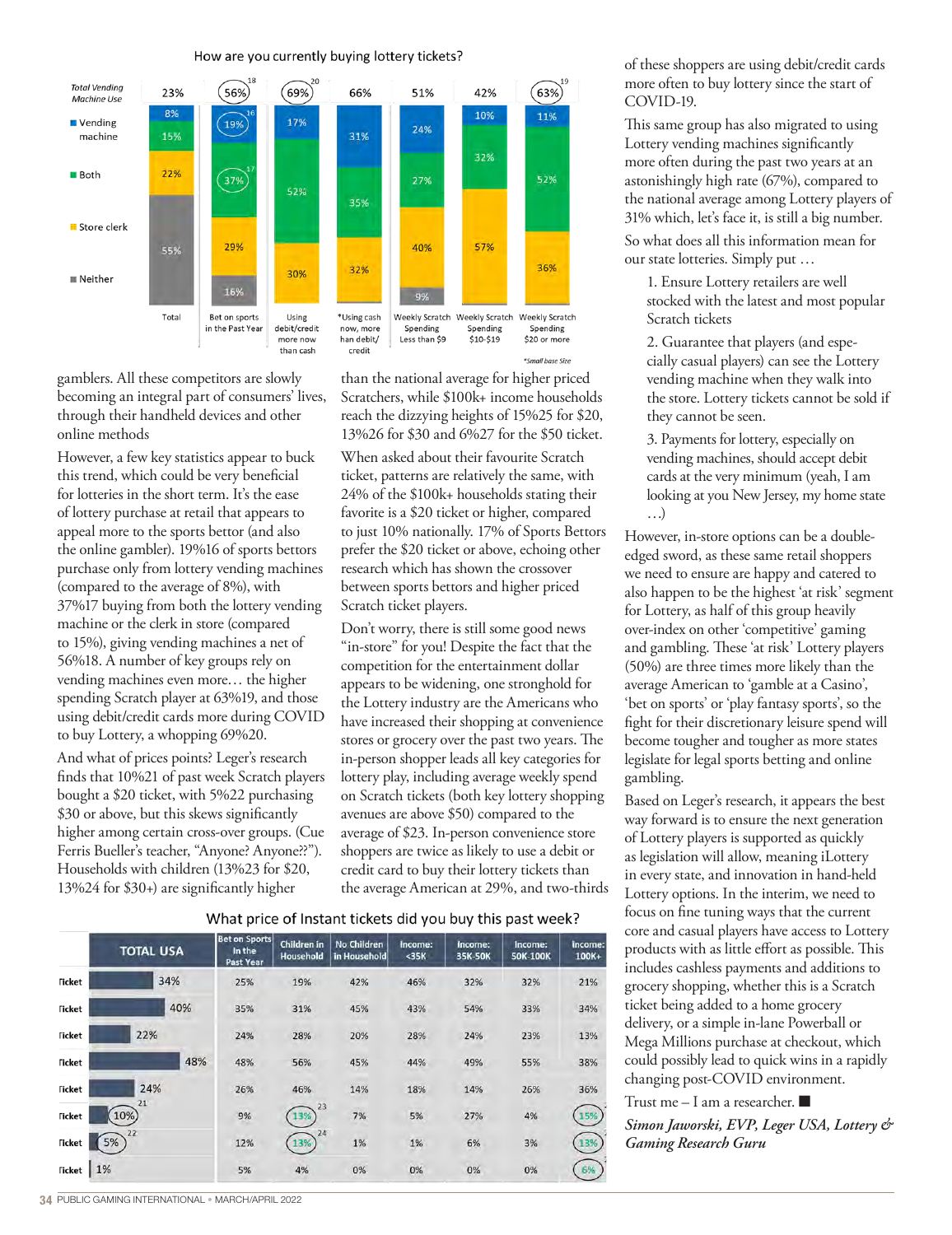How are you currently buying lottery tickets?

Total Vending Machine Use: 23% | 56%[18] | 69%[20] | 66% | 51% | 42% | 63%[19]

Vending machine
Both
Store clerk
Neither

Total: 8%, 15%, 22%, 55%
Bet on sports in the Past Year: 19%[16], 37%[17], 29%, 16%
Using debit/credit more now than cash: 17%, 52%, 30%
*Using cash now, more than debit/credit: 31%, 35%, 32%
Weekly Scratch Spending Less than $9: 24%, 27%, 40%, 9%
Weekly Scratch Spending $10-$19: 10%, 32%, 57%
Weekly Scratch Spending $20 or more: 11%, 52%, 36%

*Small base Size

gamblers. All these competitors are slowly becoming an integral part of consumers' lives, through their handheld devices and other online methods

However, a few key statistics appear to buck this trend, which could be very beneficial for lotteries in the short term. It's the ease of lottery purchase at retail that appears to appeal more to the sports bettor (and also the online gambler). 19%[16] of sports bettors purchase only from lottery vending machines (compared to the average of 8%), with 37%[17] buying from both the lottery vending machine or the clerk in store (compared to 15%), giving vending machines a net of 56%[18]. A number of key groups rely on vending machines even more… the higher spending Scratch player at 63%[19], and those using debit/credit cards more during COVID to buy Lottery, a whopping 69%[20].

And what of prices points? Leger's research finds that 10%[21] of past week Scratch players bought a $20 ticket, with 5%[22] purchasing $30 or above, but this skews significantly higher among certain cross-over groups. (Cue Ferris Bueller's teacher, "Anyone? Anyone??"). Households with children (13%[23] for $20, 13%[24] for $30+) are significantly higher than the national average for higher priced Scratchers, while $100k+ income households reach the dizzying heights of 15%[25] for $20, 13%[26] for $30 and 6%[27] for the $50 ticket.

When asked about their favourite Scratch ticket, patterns are relatively the same, with 24% of the $100k+ households stating their favorite is a $20 ticket or higher, compared to just 10% nationally. 17% of Sports Bettors prefer the $20 ticket or above, echoing other research which has shown the crossover between sports bettors and higher priced Scratch ticket players.

Don't worry, there is still some good news "in-store" for you! Despite the fact that the competition for the entertainment dollar appears to be widening, one stronghold for the Lottery industry are the Americans who have increased their shopping at convenience stores or grocery over the past two years. The in-person shopper leads all key categories for lottery play, including average weekly spend on Scratch tickets (both key lottery shopping avenues are above $50) compared to the average of $23. In-person convenience store shoppers are twice as likely to use a debit or credit card to buy their lottery tickets than the average American at 29%, and two-thirds of these shoppers are using debit/credit cards more often to buy lottery since the start of COVID-19.

This same group has also migrated to using Lottery vending machines significantly more often during the past two years at an astonishingly high rate (67%), compared to the national average among Lottery players of 31% which, let's face it, is still a big number.

So what does all this information mean for our state lotteries. Simply put …

1. Ensure Lottery retailers are well stocked with the latest and most popular Scratch tickets
2. Guarantee that players (and especially casual players) can see the Lottery vending machine when they walk into the store. Lottery tickets cannot be sold if they cannot be seen.
3. Payments for lottery, especially on vending machines, should accept debit cards at the very minimum (yeah, I am looking at you New Jersey, my home state …)

However, in-store options can be a double-edged sword, as these same retail shoppers we need to ensure are happy and catered to also happen to be the highest 'at risk' segment for Lottery, as half of this group heavily over-index on other 'competitive' gaming and gambling. These 'at risk' Lottery players (50%) are three times more likely than the average American to 'gamble at a Casino', 'bet on sports' or 'play fantasy sports', so the fight for their discretionary leisure spend will become tougher and tougher as more states legislate for legal sports betting and online gambling.

Based on Leger's research, it appears the best way forward is to ensure the next generation of Lottery players is supported as quickly as legislation will allow, meaning iLottery in every state, and innovation in hand-held Lottery options. In the interim, we need to focus on fine tuning ways that the current core and casual players have access to Lottery products with as little effort as possible. This includes cashless payments and additions to grocery shopping, whether this is a Scratch ticket being added to a home grocery delivery, or a simple in-lane Powerball or Mega Millions purchase at checkout, which could possibly lead to quick wins in a rapidly changing post-COVID environment.

Trust me – I am a researcher. ■

***Simon Jaworski, EVP, Leger USA, Lottery & Gaming Research Guru***

What price of Instant tickets did you buy this past week?

| | TOTAL USA | Bet on Sports In the Past Year | Children in Household | No Children in Household | Income: <35K | Income: 35K-50K | Income: 50K-100K | Income: 100K+ |
|---|---|---|---|---|---|---|---|---|
| ticket | 34% | 25% | 19% | 42% | 46% | 32% | 32% | 21% |
| ticket | 40% | 35% | 31% | 45% | 43% | 54% | 33% | 34% |
| ticket | 22% | 24% | 28% | 20% | 28% | 24% | 23% | 13% |
| ticket | 48% | 48% | 56% | 45% | 44% | 49% | 55% | 38% |
| ticket | 24% | 26% | 46% | 14% | 18% | 14% | 26% | 36% |
| ticket | 10%[21] | 9% | 13%[23] | 7% | 5% | 27% | 4% | 15% |
| ticket | 5%[22] | 12% | 13%[24] | 1% | 1% | 6% | 3% | 13% |
| ticket | 1% | 5% | 4% | 0% | 0% | 0% | 0% | 6% |